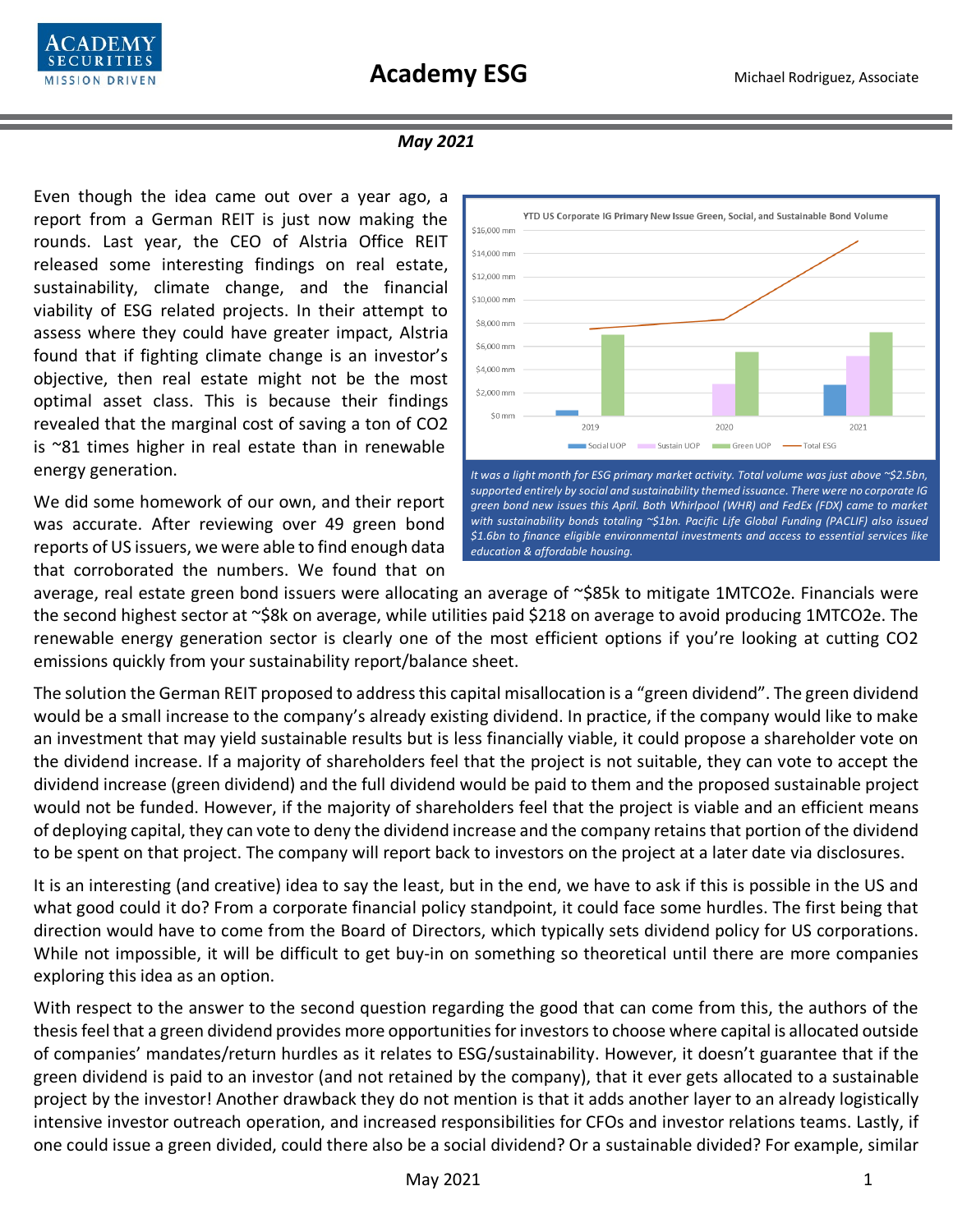# Academy ESG

Michael Rodriguez, Associate

***May 2021***

Even though the idea came out over a year ago, a report from a German REIT is just now making the rounds. Last year, the CEO of Alstria Office REIT released some interesting findings on real estate, sustainability, climate change, and the financial viability of ESG related projects. In their attempt to assess where they could have greater impact, Alstria found that if fighting climate change is an investor's objective, then real estate might not be the most optimal asset class. This is because their findings revealed that the marginal cost of saving a ton of CO2 is ~81 times higher in real estate than in renewable energy generation.

*It was a light month for ESG primary market activity. Total volume was just above ~$2.5bn, supported entirely by social and sustainability themed issuance. There were no corporate IG green bond new issues this April. Both Whirlpool (WHR) and FedEx (FDX) came to market with sustainability bonds totaling ~$1bn. Pacific Life Global Funding (PACLIF) also issued $1.6bn to finance eligible environmental investments and access to essential services like education & affordable housing.*

We did some homework of our own, and their report was accurate. After reviewing over 49 green bond reports of US issuers, we were able to find enough data that corroborated the numbers. We found that on average, real estate green bond issuers were allocating an average of ~$85k to mitigate 1MTCO2e. Financials were the second highest sector at ~$8k on average, while utilities paid $218 on average to avoid producing 1MTCO2e. The renewable energy generation sector is clearly one of the most efficient options if you're looking at cutting CO2 emissions quickly from your sustainability report/balance sheet.

The solution the German REIT proposed to address this capital misallocation is a "green dividend". The green dividend would be a small increase to the company's already existing dividend. In practice, if the company would like to make an investment that may yield sustainable results but is less financially viable, it could propose a shareholder vote on the dividend increase. If a majority of shareholders feel that the project is not suitable, they can vote to accept the dividend increase (green dividend) and the full dividend would be paid to them and the proposed sustainable project would not be funded. However, if the majority of shareholders feel that the project is viable and an efficient means of deploying capital, they can vote to deny the dividend increase and the company retains that portion of the dividend to be spent on that project. The company will report back to investors on the project at a later date via disclosures.

It is an interesting (and creative) idea to say the least, but in the end, we have to ask if this is possible in the US and what good could it do? From a corporate financial policy standpoint, it could face some hurdles. The first being that direction would have to come from the Board of Directors, which typically sets dividend policy for US corporations. While not impossible, it will be difficult to get buy-in on something so theoretical until there are more companies exploring this idea as an option.

With respect to the answer to the second question regarding the good that can come from this, the authors of the thesis feel that a green dividend provides more opportunities for investors to choose where capital is allocated outside of companies' mandates/return hurdles as it relates to ESG/sustainability. However, it doesn't guarantee that if the green dividend is paid to an investor (and not retained by the company), that it ever gets allocated to a sustainable project by the investor! Another drawback they do not mention is that it adds another layer to an already logistically intensive investor outreach operation, and increased responsibilities for CFOs and investor relations teams. Lastly, if one could issue a green divided, could there also be a social dividend? Or a sustainable divided? For example, similar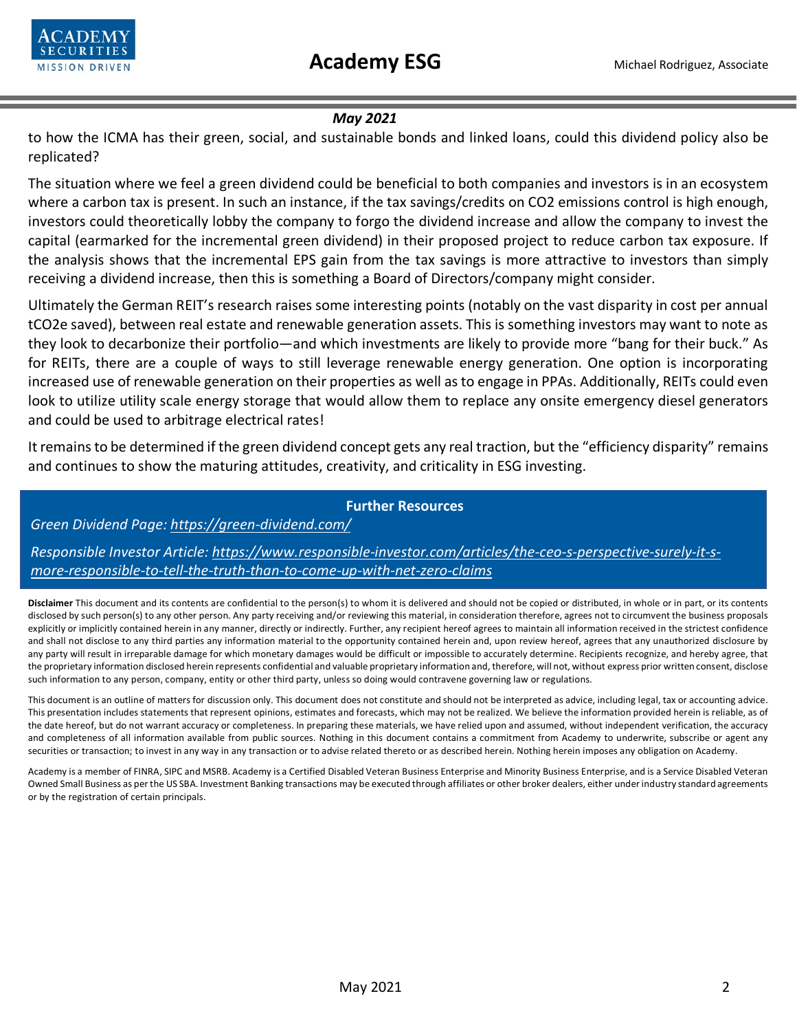to how the ICMA has their green, social, and sustainable bonds and linked loans, could this dividend policy also be replicated?

The situation where we feel a green dividend could be beneficial to both companies and investors is in an ecosystem where a carbon tax is present. In such an instance, if the tax savings/credits on $CO_2$ emissions control is high enough, investors could theoretically lobby the company to forgo the dividend increase and allow the company to invest the capital (earmarked for the incremental green dividend) in their proposed project to reduce carbon tax exposure. If the analysis shows that the incremental EPS gain from the tax savings is more attractive to investors than simply receiving a dividend increase, then this is something a Board of Directors/company might consider.

Ultimately the German REIT's research raises some interesting points (notably on the vast disparity in cost per annual $tCO_2e$ saved), between real estate and renewable generation assets. This is something investors may want to note as they look to decarbonize their portfolio—and which investments are likely to provide more "bang for their buck." As for REITs, there are a couple of ways to still leverage renewable energy generation. One option is incorporating increased use of renewable generation on their properties as well as to engage in PPAs. Additionally, REITs could even look to utilize utility scale energy storage that would allow them to replace any onsite emergency diesel generators and could be used to arbitrage electrical rates!

It remains to be determined if the green dividend concept gets any real traction, but the "efficiency disparity" remains and continues to show the maturing attitudes, creativity, and criticality in ESG investing.

**Further Resources**

*Green Dividend Page: https://green-dividend.com/*

*Responsible Investor Article: https://www.responsible-investor.com/articles/the-ceo-s-perspective-surely-it-s-more-responsible-to-tell-the-truth-than-to-come-up-with-net-zero-claims*

**Disclaimer** This document and its contents are confidential to the person(s) to whom it is delivered and should not be copied or distributed, in whole or in part, or its contents disclosed by such person(s) to any other person. Any party receiving and/or reviewing this material, in consideration therefore, agrees not to circumvent the business proposals explicitly or implicitly contained herein in any manner, directly or indirectly. Further, any recipient hereof agrees to maintain all information received in the strictest confidence and shall not disclose to any third parties any information material to the opportunity contained herein and, upon review hereof, agrees that any unauthorized disclosure by any party will result in irreparable damage for which monetary damages would be difficult or impossible to accurately determine. Recipients recognize, and hereby agree, that the proprietary information disclosed herein represents confidential and valuable proprietary information and, therefore, will not, without express prior written consent, disclose such information to any person, company, entity or other third party, unless so doing would contravene governing law or regulations.

This document is an outline of matters for discussion only. This document does not constitute and should not be interpreted as advice, including legal, tax or accounting advice. This presentation includes statements that represent opinions, estimates and forecasts, which may not be realized. We believe the information provided herein is reliable, as of the date hereof, but do not warrant accuracy or completeness. In preparing these materials, we have relied upon and assumed, without independent verification, the accuracy and completeness of all information available from public sources. Nothing in this document contains a commitment from Academy to underwrite, subscribe or agent any securities or transaction; to invest in any way in any transaction or to advise related thereto or as described herein. Nothing herein imposes any obligation on Academy.

Academy is a member of FINRA, SIPC and MSRB. Academy is a Certified Disabled Veteran Business Enterprise and Minority Business Enterprise, and is a Service Disabled Veteran Owned Small Business as per the US SBA. Investment Banking transactions may be executed through affiliates or other broker dealers, either under industry standard agreements or by the registration of certain principals.